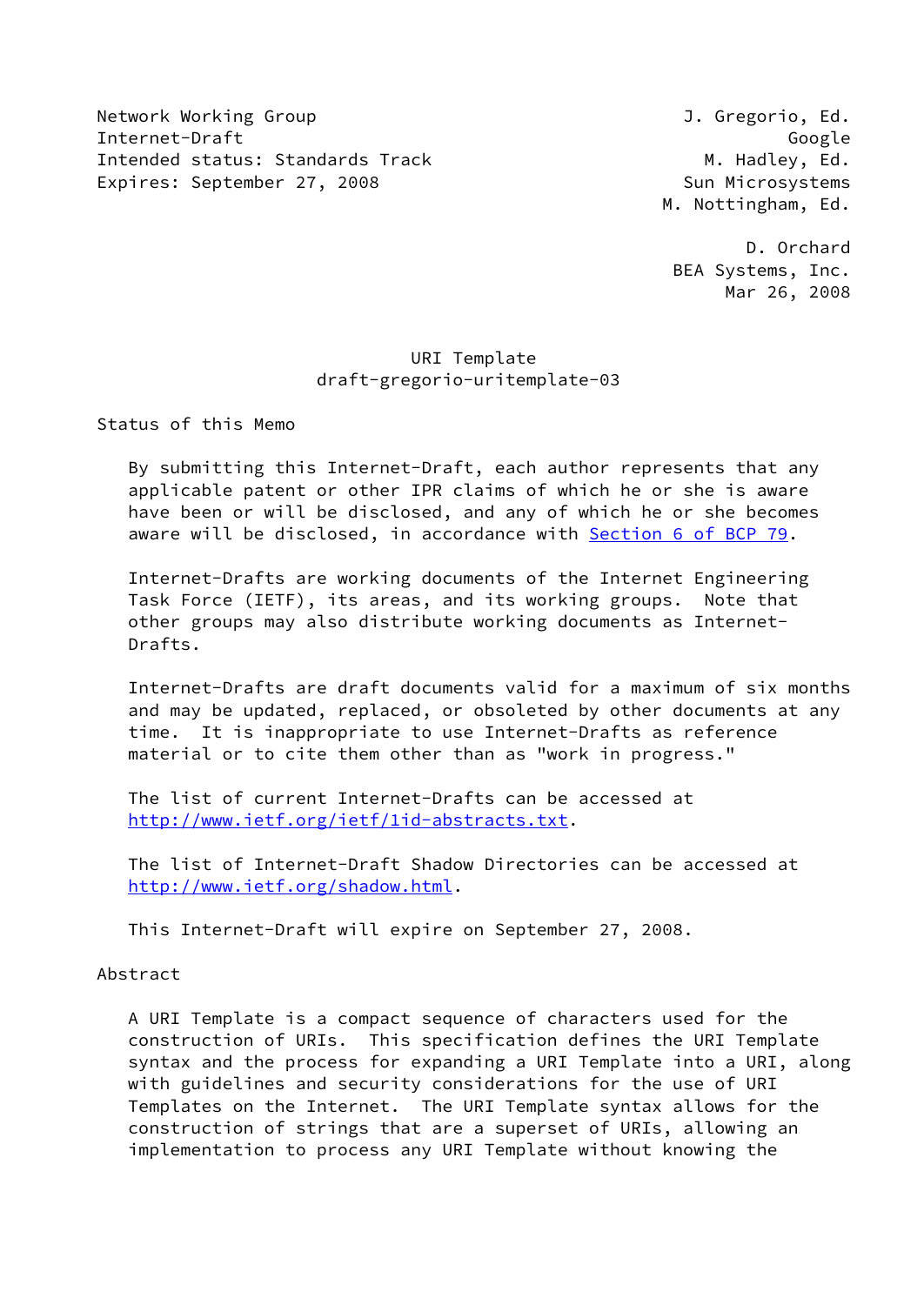Network Working Group J. Gregorio, Ed.
Internet-Draft Google
Intended status: Standards Track M. Hadley, Ed.
Expires: September 27, 2008 Sun Microsystems
M. Nottingham, Ed.

D. Orchard
BEA Systems, Inc.
Mar 26, 2008

# URI Template
## draft-gregorio-uritemplate-03

## Status of this Memo

By submitting this Internet-Draft, each author represents that any applicable patent or other IPR claims of which he or she is aware have been or will be disclosed, and any of which he or she becomes aware will be disclosed, in accordance with Section 6 of BCP 79.

Internet-Drafts are working documents of the Internet Engineering Task Force (IETF), its areas, and its working groups. Note that other groups may also distribute working documents as Internet-Drafts.

Internet-Drafts are draft documents valid for a maximum of six months and may be updated, replaced, or obsoleted by other documents at any time. It is inappropriate to use Internet-Drafts as reference material or to cite them other than as "work in progress."

The list of current Internet-Drafts can be accessed at http://www.ietf.org/ietf/1id-abstracts.txt.

The list of Internet-Draft Shadow Directories can be accessed at http://www.ietf.org/shadow.html.

This Internet-Draft will expire on September 27, 2008.

## Abstract

A URI Template is a compact sequence of characters used for the construction of URIs. This specification defines the URI Template syntax and the process for expanding a URI Template into a URI, along with guidelines and security considerations for the use of URI Templates on the Internet. The URI Template syntax allows for the construction of strings that are a superset of URIs, allowing an implementation to process any URI Template without knowing the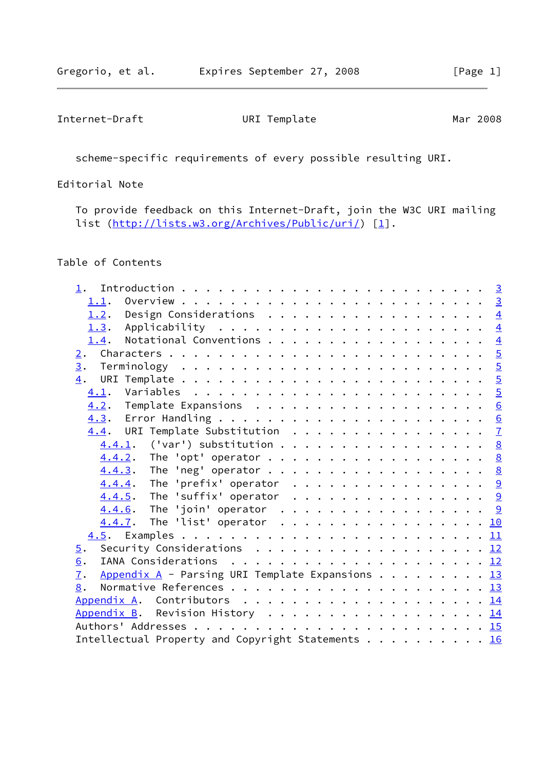scheme-specific requirements of every possible resulting URI.

## Editorial Note

To provide feedback on this Internet-Draft, join the W3C URI mailing list (http://lists.w3.org/Archives/Public/uri/) [1].

## Table of Contents

```
   1.  Introduction . . . . . . . . . . . . . . . . . . . . . . . . .  3
     1.1.  Overview . . . . . . . . . . . . . . . . . . . . . . . . .  3
     1.2.  Design Considerations  . . . . . . . . . . . . . . . . . .  4
     1.3.  Applicability  . . . . . . . . . . . . . . . . . . . . . .  4
     1.4.  Notational Conventions . . . . . . . . . . . . . . . . . .  4
   2.  Characters . . . . . . . . . . . . . . . . . . . . . . . . . .  5
   3.  Terminology  . . . . . . . . . . . . . . . . . . . . . . . . .  5
   4.  URI Template . . . . . . . . . . . . . . . . . . . . . . . . .  5
     4.1.  Variables  . . . . . . . . . . . . . . . . . . . . . . . .  5
     4.2.  Template Expansions  . . . . . . . . . . . . . . . . . . .  6
     4.3.  Error Handling . . . . . . . . . . . . . . . . . . . . . .  6
     4.4.  URI Template Substitution  . . . . . . . . . . . . . . . .  7
       4.4.1.  ('var') substitution . . . . . . . . . . . . . . . . .  8
       4.4.2.  The 'opt' operator . . . . . . . . . . . . . . . . . .  8
       4.4.3.  The 'neg' operator . . . . . . . . . . . . . . . . . .  8
       4.4.4.  The 'prefix' operator  . . . . . . . . . . . . . . . .  9
       4.4.5.  The 'suffix' operator  . . . . . . . . . . . . . . . .  9
       4.4.6.  The 'join' operator  . . . . . . . . . . . . . . . . .  9
       4.4.7.  The 'list' operator  . . . . . . . . . . . . . . . . . 10
     4.5.  Examples . . . . . . . . . . . . . . . . . . . . . . . . . 11
   5.  Security Considerations  . . . . . . . . . . . . . . . . . . . 12
   6.  IANA Considerations  . . . . . . . . . . . . . . . . . . . . . 12
   7.  Appendix A - Parsing URI Template Expansions . . . . . . . . . 13
   8.  Normative References . . . . . . . . . . . . . . . . . . . . . 13
   Appendix A.  Contributors  . . . . . . . . . . . . . . . . . . . . 14
   Appendix B.  Revision History  . . . . . . . . . . . . . . . . . . 14
   Authors' Addresses . . . . . . . . . . . . . . . . . . . . . . . . 15
   Intellectual Property and Copyright Statements . . . . . . . . . . 16
```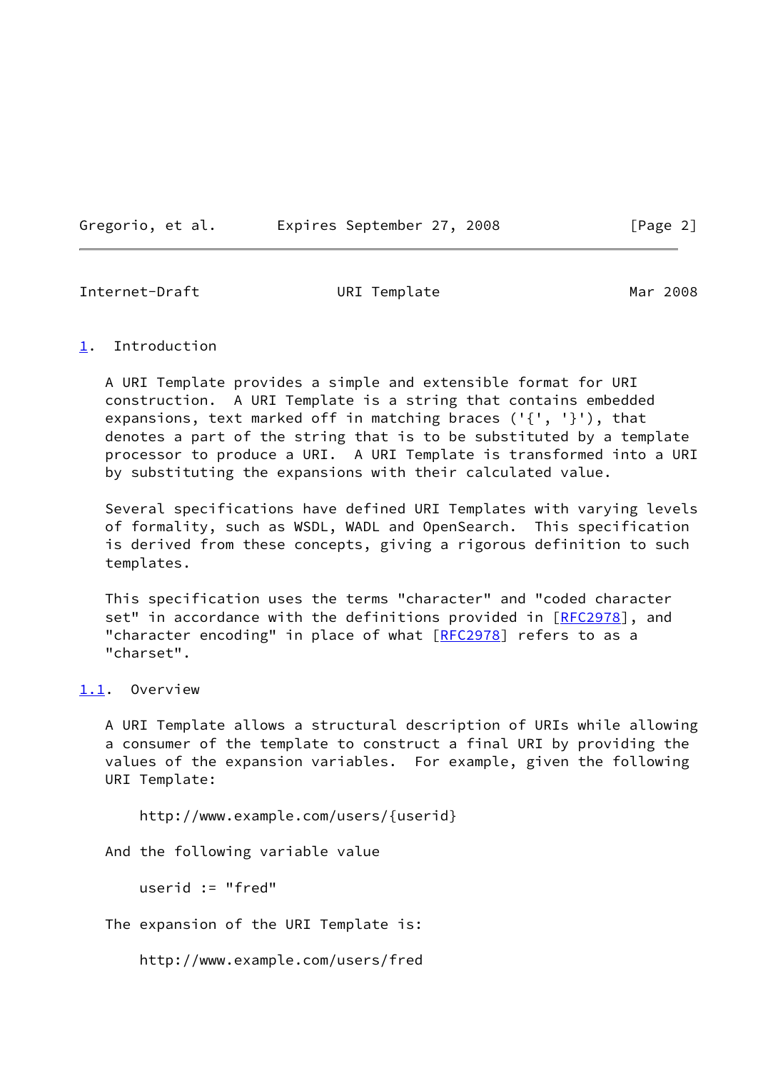## 1. Introduction

A URI Template provides a simple and extensible format for URI construction. A URI Template is a string that contains embedded expansions, text marked off in matching braces ('{', '}'), that denotes a part of the string that is to be substituted by a template processor to produce a URI. A URI Template is transformed into a URI by substituting the expansions with their calculated value.

Several specifications have defined URI Templates with varying levels of formality, such as WSDL, WADL and OpenSearch. This specification is derived from these concepts, giving a rigorous definition to such templates.

This specification uses the terms "character" and "coded character set" in accordance with the definitions provided in [RFC2978], and "character encoding" in place of what [RFC2978] refers to as a "charset".

### 1.1. Overview

A URI Template allows a structural description of URIs while allowing a consumer of the template to construct a final URI by providing the values of the expansion variables. For example, given the following URI Template:

```
http://www.example.com/users/{userid}
```

And the following variable value

```
userid := "fred"
```

The expansion of the URI Template is:

```
http://www.example.com/users/fred
```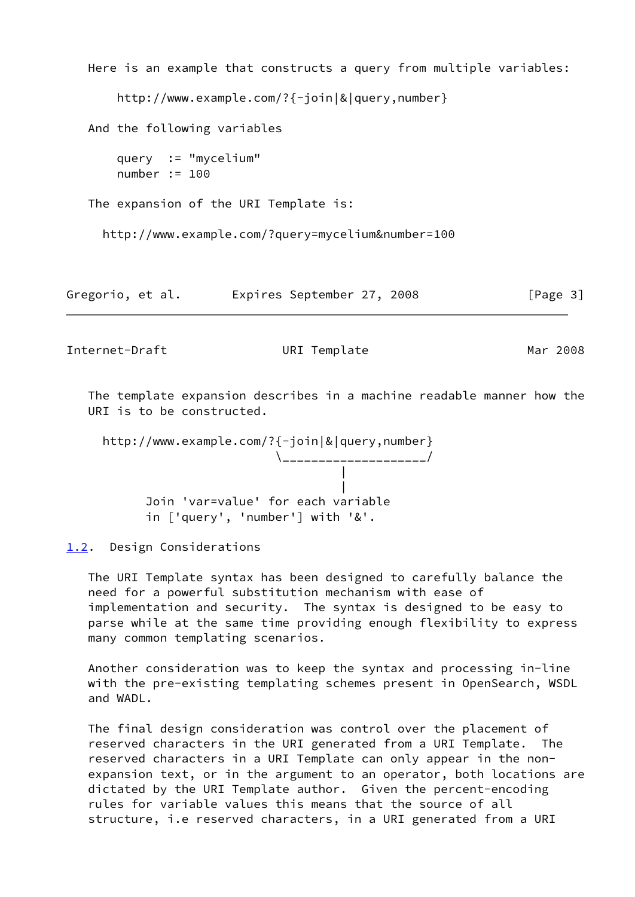Here is an example that constructs a query from multiple variables:

```
http://www.example.com/?{-join|&|query,number}
```

And the following variables

```
query  := "mycelium"
number := 100
```

The expansion of the URI Template is:

```
http://www.example.com/?query=mycelium&number=100
```

The template expansion describes in a machine readable manner how the URI is to be constructed.

```
http://www.example.com/?{-join|&|query,number}
                        \____________________/
                                 |
                                 |
      Join 'var=value' for each variable
      in ['query', 'number'] with '&'.
```

## 1.2. Design Considerations

The URI Template syntax has been designed to carefully balance the need for a powerful substitution mechanism with ease of implementation and security. The syntax is designed to be easy to parse while at the same time providing enough flexibility to express many common templating scenarios.

Another consideration was to keep the syntax and processing in-line with the pre-existing templating schemes present in OpenSearch, WSDL and WADL.

The final design consideration was control over the placement of reserved characters in the URI generated from a URI Template. The reserved characters in a URI Template can only appear in the non-expansion text, or in the argument to an operator, both locations are dictated by the URI Template author. Given the percent-encoding rules for variable values this means that the source of all structure, i.e reserved characters, in a URI generated from a URI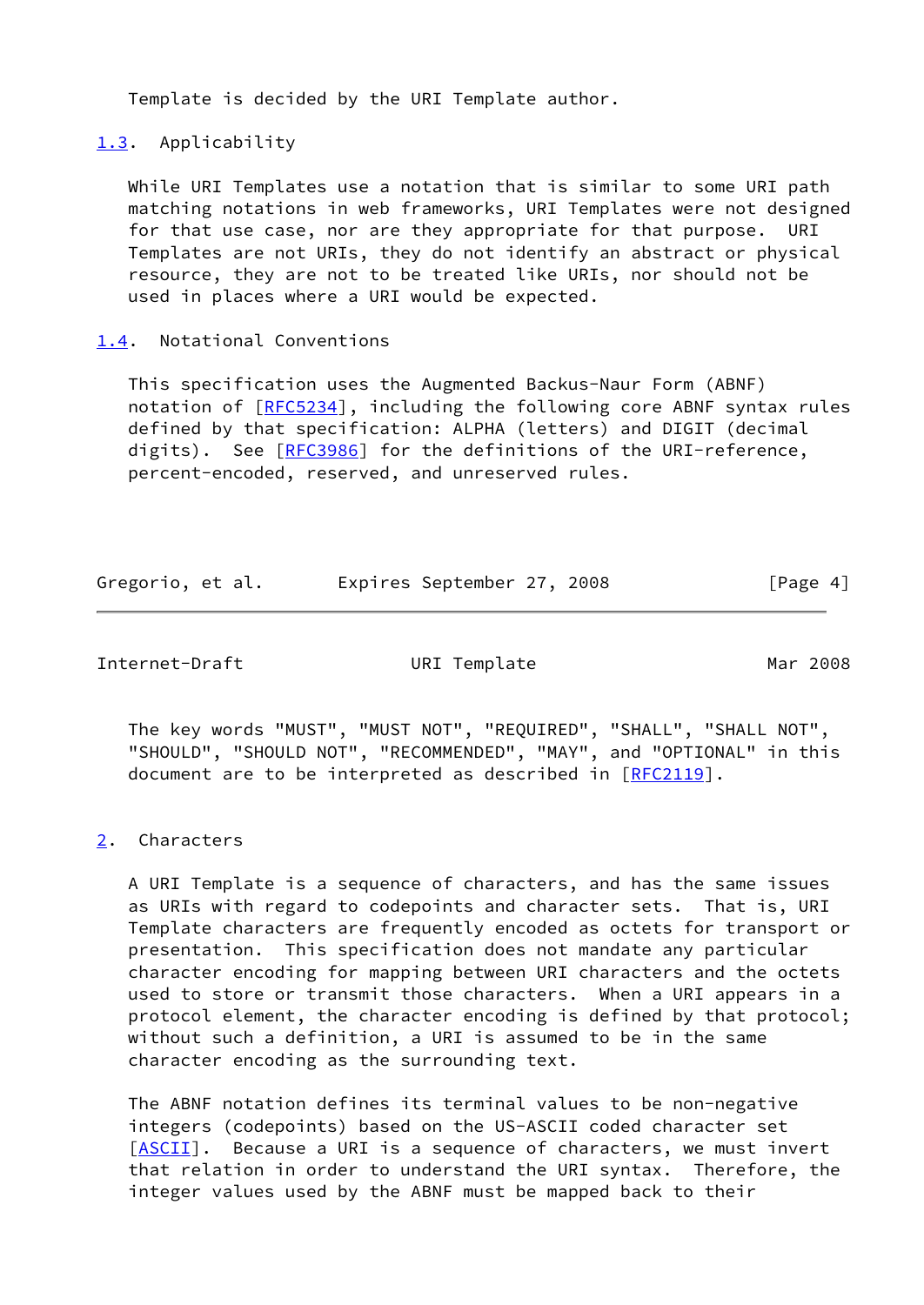Template is decided by the URI Template author.

## 1.3. Applicability

While URI Templates use a notation that is similar to some URI path matching notations in web frameworks, URI Templates were not designed for that use case, nor are they appropriate for that purpose. URI Templates are not URIs, they do not identify an abstract or physical resource, they are not to be treated like URIs, nor should not be used in places where a URI would be expected.

## 1.4. Notational Conventions

This specification uses the Augmented Backus-Naur Form (ABNF) notation of [RFC5234], including the following core ABNF syntax rules defined by that specification: ALPHA (letters) and DIGIT (decimal digits). See [RFC3986] for the definitions of the URI-reference, percent-encoded, reserved, and unreserved rules.

The key words "MUST", "MUST NOT", "REQUIRED", "SHALL", "SHALL NOT", "SHOULD", "SHOULD NOT", "RECOMMENDED", "MAY", and "OPTIONAL" in this document are to be interpreted as described in [RFC2119].

# 2. Characters

A URI Template is a sequence of characters, and has the same issues as URIs with regard to codepoints and character sets. That is, URI Template characters are frequently encoded as octets for transport or presentation. This specification does not mandate any particular character encoding for mapping between URI characters and the octets used to store or transmit those characters. When a URI appears in a protocol element, the character encoding is defined by that protocol; without such a definition, a URI is assumed to be in the same character encoding as the surrounding text.

The ABNF notation defines its terminal values to be non-negative integers (codepoints) based on the US-ASCII coded character set [ASCII]. Because a URI is a sequence of characters, we must invert that relation in order to understand the URI syntax. Therefore, the integer values used by the ABNF must be mapped back to their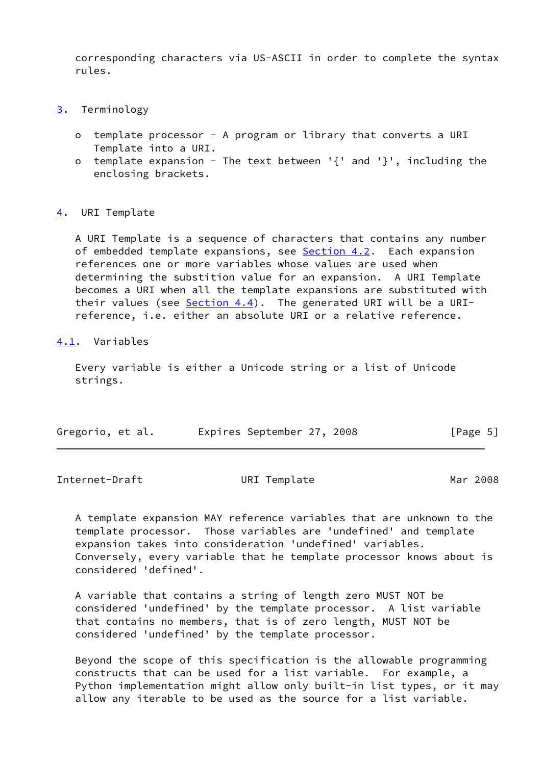corresponding characters via US-ASCII in order to complete the syntax rules.

## 3. Terminology

- template processor - A program or library that converts a URI Template into a URI.
- template expansion - The text between '{' and '}', including the enclosing brackets.

## 4. URI Template

A URI Template is a sequence of characters that contains any number of embedded template expansions, see Section 4.2. Each expansion references one or more variables whose values are used when determining the substition value for an expansion. A URI Template becomes a URI when all the template expansions are substituted with their values (see Section 4.4). The generated URI will be a URI-reference, i.e. either an absolute URI or a relative reference.

### 4.1. Variables

Every variable is either a Unicode string or a list of Unicode strings.

A template expansion MAY reference variables that are unknown to the template processor. Those variables are 'undefined' and template expansion takes into consideration 'undefined' variables. Conversely, every variable that he template processor knows about is considered 'defined'.

A variable that contains a string of length zero MUST NOT be considered 'undefined' by the template processor. A list variable that contains no members, that is of zero length, MUST NOT be considered 'undefined' by the template processor.

Beyond the scope of this specification is the allowable programming constructs that can be used for a list variable. For example, a Python implementation might allow only built-in list types, or it may allow any iterable to be used as the source for a list variable.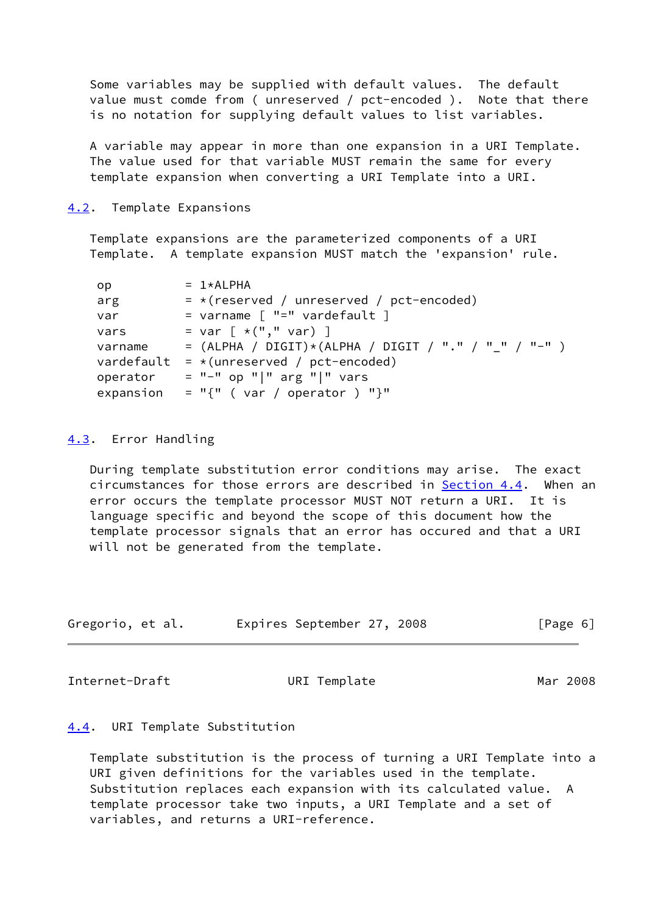Some variables may be supplied with default values. The default value must comde from ( unreserved / pct-encoded ). Note that there is no notation for supplying default values to list variables.

A variable may appear in more than one expansion in a URI Template. The value used for that variable MUST remain the same for every template expansion when converting a URI Template into a URI.

## 4.2. Template Expansions

Template expansions are the parameterized components of a URI Template. A template expansion MUST match the 'expansion' rule.

```
op          = 1*ALPHA
arg         = *(reserved / unreserved / pct-encoded)
var         = varname [ "=" vardefault ]
vars        = var [ *("," var) ]
varname     = (ALPHA / DIGIT)*(ALPHA / DIGIT / "." / "_" / "-" )
vardefault  = *(unreserved / pct-encoded)
operator    = "-" op "|" arg "|" vars
expansion   = "{" ( var / operator ) "}"
```

## 4.3. Error Handling

During template substitution error conditions may arise. The exact circumstances for those errors are described in Section 4.4. When an error occurs the template processor MUST NOT return a URI. It is language specific and beyond the scope of this document how the template processor signals that an error has occured and that a URI will not be generated from the template.

## 4.4. URI Template Substitution

Template substitution is the process of turning a URI Template into a URI given definitions for the variables used in the template. Substitution replaces each expansion with its calculated value. A template processor take two inputs, a URI Template and a set of variables, and returns a URI-reference.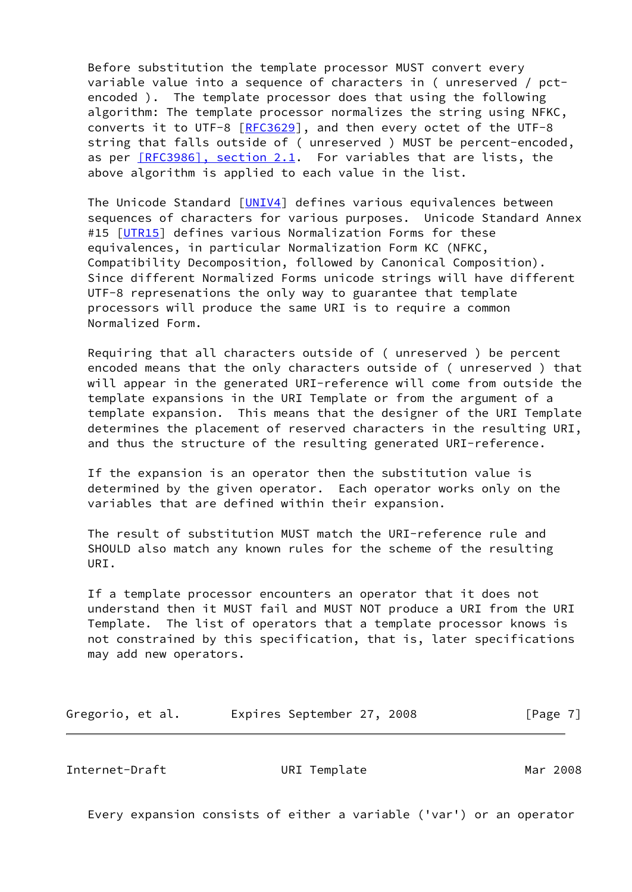Before substitution the template processor MUST convert every variable value into a sequence of characters in ( unreserved / pct-encoded ). The template processor does that using the following algorithm: The template processor normalizes the string using NFKC, converts it to UTF-8 [RFC3629], and then every octet of the UTF-8 string that falls outside of ( unreserved ) MUST be percent-encoded, as per [RFC3986], section 2.1. For variables that are lists, the above algorithm is applied to each value in the list.

The Unicode Standard [UNIV4] defines various equivalences between sequences of characters for various purposes. Unicode Standard Annex #15 [UTR15] defines various Normalization Forms for these equivalences, in particular Normalization Form KC (NFKC, Compatibility Decomposition, followed by Canonical Composition). Since different Normalized Forms unicode strings will have different UTF-8 represenations the only way to guarantee that template processors will produce the same URI is to require a common Normalized Form.

Requiring that all characters outside of ( unreserved ) be percent encoded means that the only characters outside of ( unreserved ) that will appear in the generated URI-reference will come from outside the template expansions in the URI Template or from the argument of a template expansion. This means that the designer of the URI Template determines the placement of reserved characters in the resulting URI, and thus the structure of the resulting generated URI-reference.

If the expansion is an operator then the substitution value is determined by the given operator. Each operator works only on the variables that are defined within their expansion.

The result of substitution MUST match the URI-reference rule and SHOULD also match any known rules for the scheme of the resulting URI.

If a template processor encounters an operator that it does not understand then it MUST fail and MUST NOT produce a URI from the URI Template. The list of operators that a template processor knows is not constrained by this specification, that is, later specifications may add new operators.

Every expansion consists of either a variable ('var') or an operator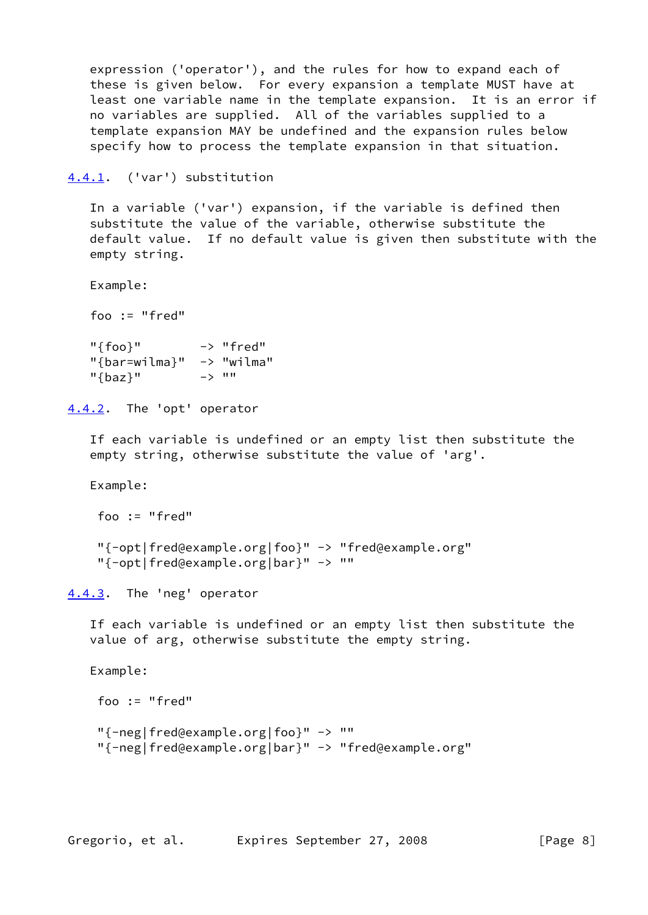expression ('operator'), and the rules for how to expand each of these is given below. For every expansion a template MUST have at least one variable name in the template expansion. It is an error if no variables are supplied. All of the variables supplied to a template expansion MAY be undefined and the expansion rules below specify how to process the template expansion in that situation.

### 4.4.1. ('var') substitution

In a variable ('var') expansion, if the variable is defined then substitute the value of the variable, otherwise substitute the default value. If no default value is given then substitute with the empty string.

Example:

```
foo := "fred"

"{foo}"        -> "fred"
"{bar=wilma}"  -> "wilma"
"{baz}"        -> ""
```

### 4.4.2. The 'opt' operator

If each variable is undefined or an empty list then substitute the empty string, otherwise substitute the value of 'arg'.

Example:

```
foo := "fred"

"{-opt|fred@example.org|foo}" -> "fred@example.org"
"{-opt|fred@example.org|bar}" -> ""
```

### 4.4.3. The 'neg' operator

If each variable is undefined or an empty list then substitute the value of arg, otherwise substitute the empty string.

Example:

```
foo := "fred"

"{-neg|fred@example.org|foo}" -> ""
"{-neg|fred@example.org|bar}" -> "fred@example.org"
```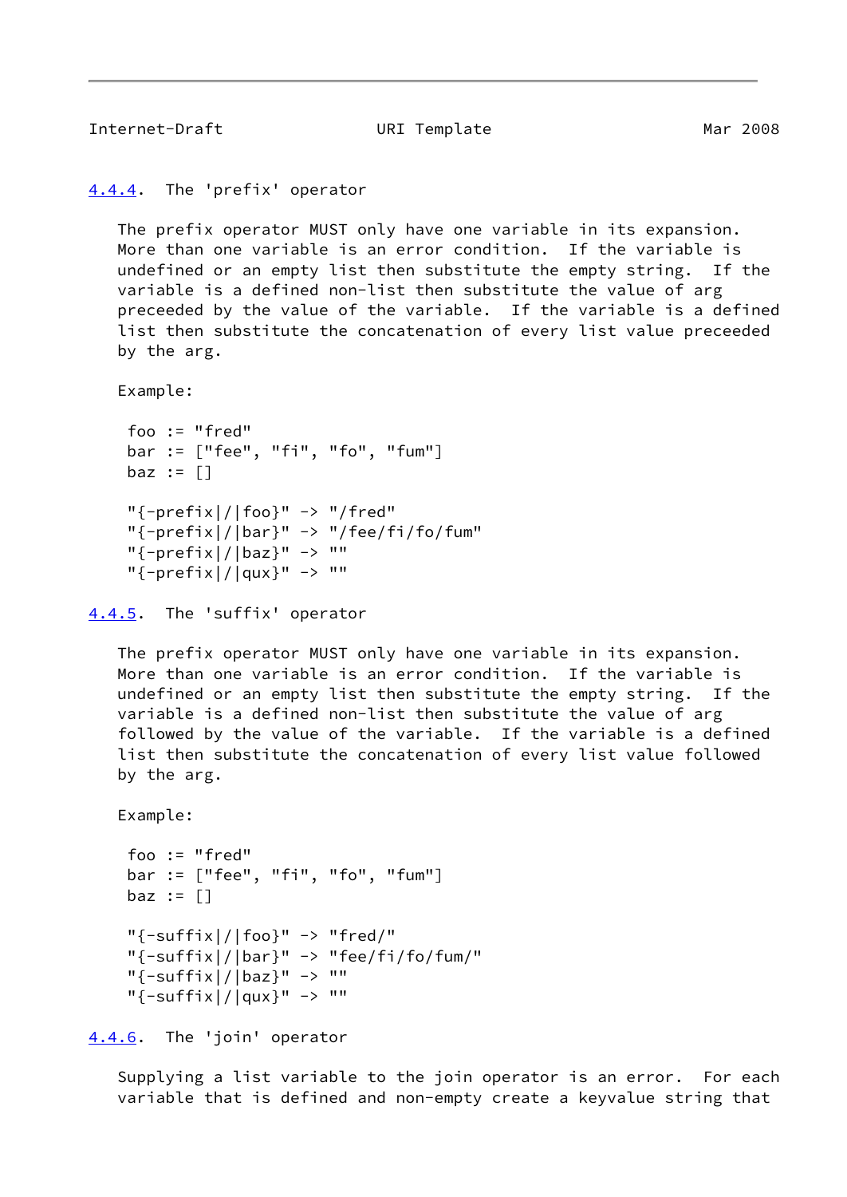#### 4.4.4. The 'prefix' operator

The prefix operator MUST only have one variable in its expansion. More than one variable is an error condition. If the variable is undefined or an empty list then substitute the empty string. If the variable is a defined non-list then substitute the value of arg preceeded by the value of the variable. If the variable is a defined list then substitute the concatenation of every list value preceeded by the arg.

Example:

```
 foo := "fred"
 bar := ["fee", "fi", "fo", "fum"]
 baz := []

 "{-prefix|/|foo}" -> "/fred"
 "{-prefix|/|bar}" -> "/fee/fi/fo/fum"
 "{-prefix|/|baz}" -> ""
 "{-prefix|/|qux}" -> ""
```

#### 4.4.5. The 'suffix' operator

The prefix operator MUST only have one variable in its expansion. More than one variable is an error condition. If the variable is undefined or an empty list then substitute the empty string. If the variable is a defined non-list then substitute the value of arg followed by the value of the variable. If the variable is a defined list then substitute the concatenation of every list value followed by the arg.

Example:

```
 foo := "fred"
 bar := ["fee", "fi", "fo", "fum"]
 baz := []

 "{-suffix|/|foo}" -> "fred/"
 "{-suffix|/|bar}" -> "fee/fi/fo/fum/"
 "{-suffix|/|baz}" -> ""
 "{-suffix|/|qux}" -> ""
```

#### 4.4.6. The 'join' operator

Supplying a list variable to the join operator is an error. For each variable that is defined and non-empty create a keyvalue string that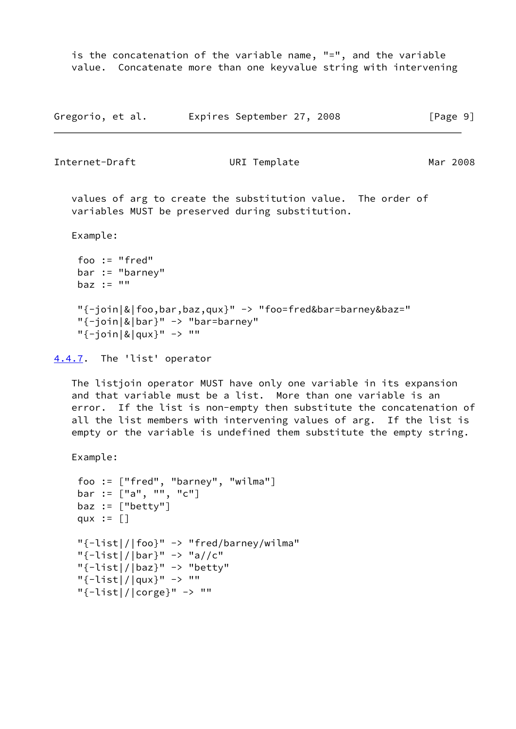is the concatenation of the variable name, "=", and the variable value. Concatenate more than one keyvalue string with intervening values of arg to create the substitution value. The order of variables MUST be preserved during substitution.

Example:

```
 foo := "fred"
 bar := "barney"
 baz := ""

 "{-join|&|foo,bar,baz,qux}" -> "foo=fred&bar=barney&baz="
 "{-join|&|bar}" -> "bar=barney"
 "{-join|&|qux}" -> ""
```

### 4.4.7. The 'list' operator

The listjoin operator MUST have only one variable in its expansion and that variable must be a list. More than one variable is an error. If the list is non-empty then substitute the concatenation of all the list members with intervening values of arg. If the list is empty or the variable is undefined them substitute the empty string.

Example:

```
 foo := ["fred", "barney", "wilma"]
 bar := ["a", "", "c"]
 baz := ["betty"]
 qux := []

 "{-list|/|foo}" -> "fred/barney/wilma"
 "{-list|/|bar}" -> "a//c"
 "{-list|/|baz}" -> "betty"
 "{-list|/|qux}" -> ""
 "{-list|/|corge}" -> ""
```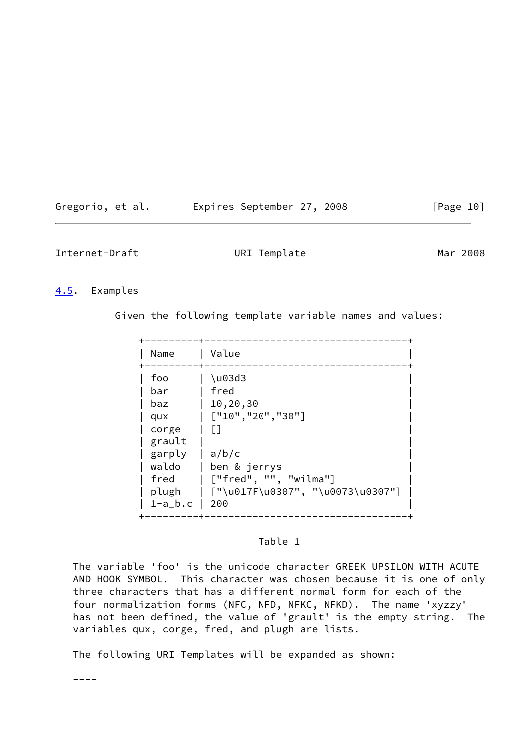## 4.5. Examples

Given the following template variable names and values:

| Name | Value |
|---|---|
| foo | \u03d3 |
| bar | fred |
| baz | 10,20,30 |
| qux | ["10","20","30"] |
| corge | [] |
| grault | |
| garply | a/b/c |
| waldo | ben & jerrys |
| fred | ["fred", "", "wilma"] |
| plugh | ["\u017F\u0307", "\u0073\u0307"] |
| 1-a_b.c | 200 |

Table 1

The variable 'foo' is the unicode character GREEK UPSILON WITH ACUTE AND HOOK SYMBOL. This character was chosen because it is one of only three characters that has a different normal form for each of the four normalization forms (NFC, NFD, NFKC, NFKD). The name 'xyzzy' has not been defined, the value of 'grault' is the empty string. The variables qux, corge, fred, and plugh are lists.

The following URI Templates will be expanded as shown:

----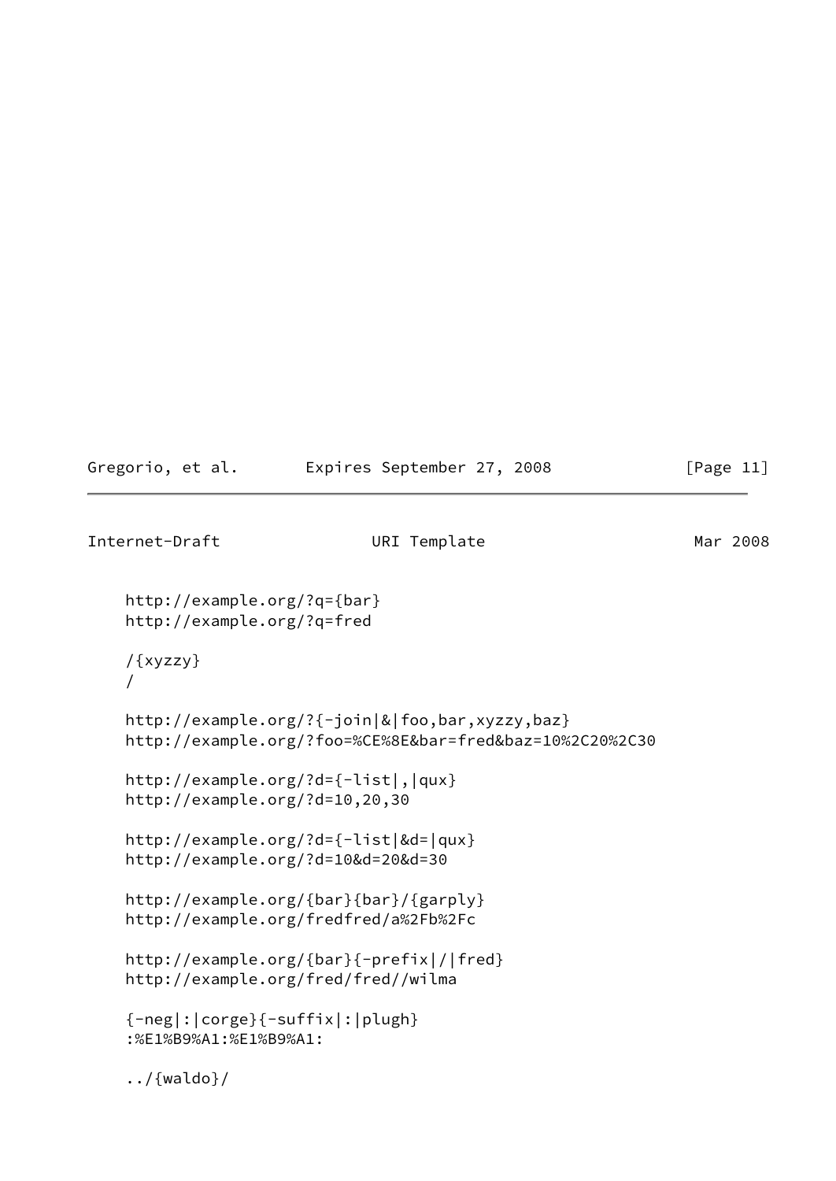```
http://example.org/?q={bar}
http://example.org/?q=fred

/{xyzzy}
/

http://example.org/?{-join|&|foo,bar,xyzzy,baz}
http://example.org/?foo=%CE%8E&bar=fred&baz=10%2C20%2C30

http://example.org/?d={-list|,|qux}
http://example.org/?d=10,20,30

http://example.org/?d={-list|&d=|qux}
http://example.org/?d=10&d=20&d=30

http://example.org/{bar}{bar}/{garply}
http://example.org/fredfred/a%2Fb%2Fc

http://example.org/{bar}{-prefix|/|fred}
http://example.org/fred/fred//wilma

{-neg|:|corge}{-suffix|:|plugh}
:%E1%B9%A1:%E1%B9%A1:

../{waldo}/
```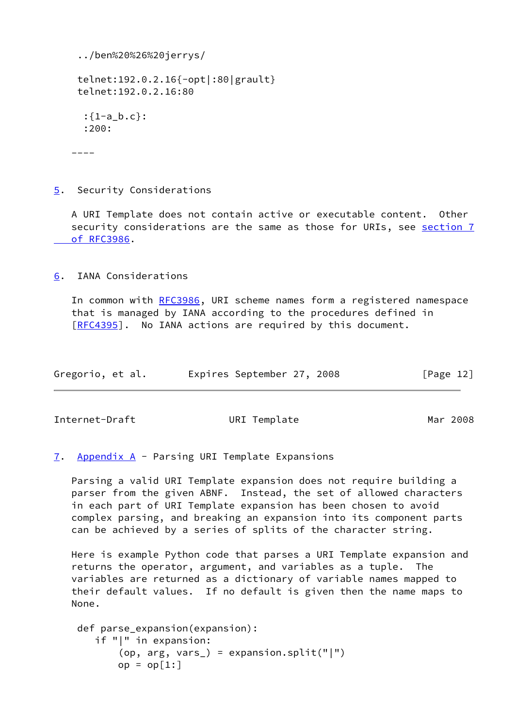```
../ben%20%26%20jerrys/

telnet:192.0.2.16{-opt|:80|grault}
telnet:192.0.2.16:80

 :{1-a_b.c}:
 :200:
```

----

## 5. Security Considerations

A URI Template does not contain active or executable content. Other security considerations are the same as those for URIs, see section 7 of RFC3986.

## 6. IANA Considerations

In common with RFC3986, URI scheme names form a registered namespace that is managed by IANA according to the procedures defined in [RFC4395]. No IANA actions are required by this document.

## 7. Appendix A - Parsing URI Template Expansions

Parsing a valid URI Template expansion does not require building a parser from the given ABNF. Instead, the set of allowed characters in each part of URI Template expansion has been chosen to avoid complex parsing, and breaking an expansion into its component parts can be achieved by a series of splits of the character string.

Here is example Python code that parses a URI Template expansion and returns the operator, argument, and variables as a tuple. The variables are returned as a dictionary of variable names mapped to their default values. If no default is given then the name maps to None.

```
def parse_expansion(expansion):
   if "|" in expansion:
       (op, arg, vars_) = expansion.split("|")
       op = op[1:]
```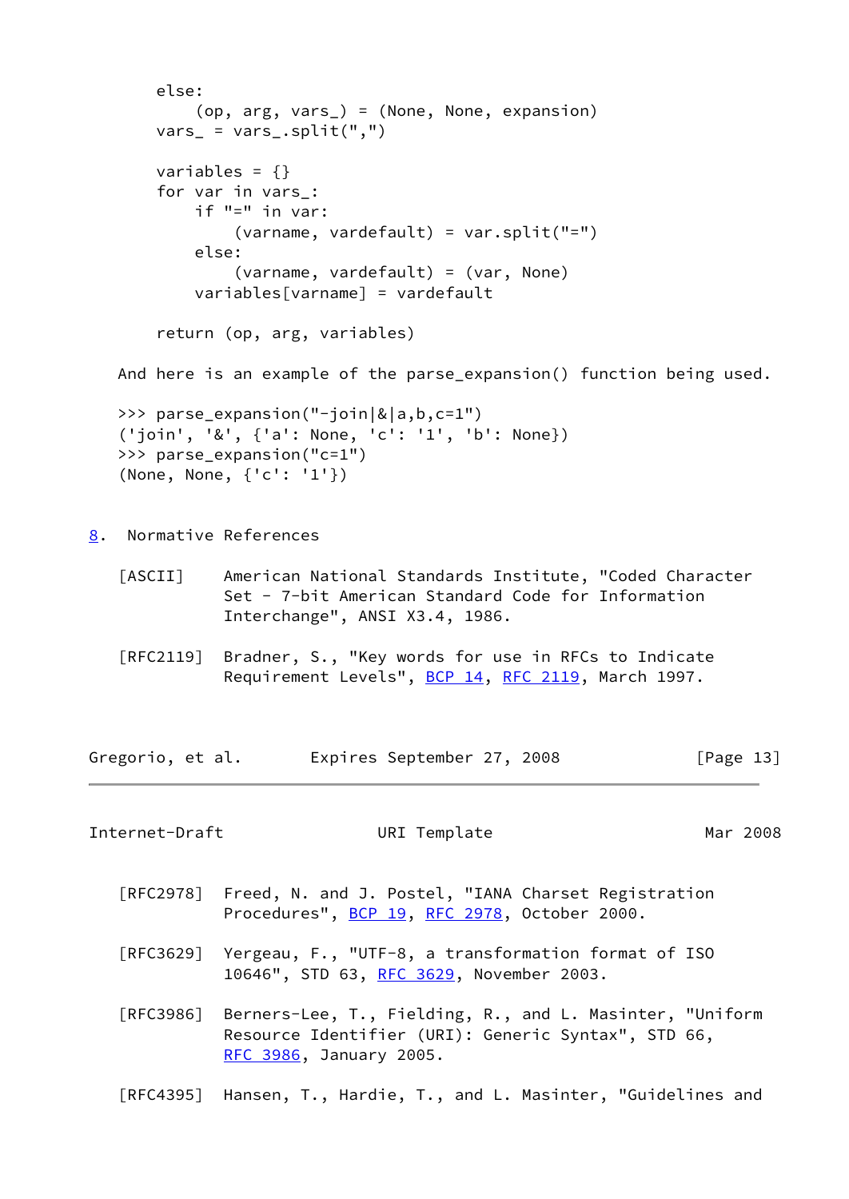```
    else:
        (op, arg, vars_) = (None, None, expansion)
    vars_ = vars_.split(",")

    variables = {}
    for var in vars_:
        if "=" in var:
            (varname, vardefault) = var.split("=")
        else:
            (varname, vardefault) = (var, None)
        variables[varname] = vardefault

    return (op, arg, variables)
```

And here is an example of the parse_expansion() function being used.

```
>>> parse_expansion("-join|&|a,b,c=1")
('join', '&', {'a': None, 'c': '1', 'b': None})
>>> parse_expansion("c=1")
(None, None, {'c': '1'})
```

## 8. Normative References

[ASCII] American National Standards Institute, "Coded Character Set - 7-bit American Standard Code for Information Interchange", ANSI X3.4, 1986.

[RFC2119] Bradner, S., "Key words for use in RFCs to Indicate Requirement Levels", BCP 14, RFC 2119, March 1997.

[RFC2978] Freed, N. and J. Postel, "IANA Charset Registration Procedures", BCP 19, RFC 2978, October 2000.

[RFC3629] Yergeau, F., "UTF-8, a transformation format of ISO 10646", STD 63, RFC 3629, November 2003.

[RFC3986] Berners-Lee, T., Fielding, R., and L. Masinter, "Uniform Resource Identifier (URI): Generic Syntax", STD 66, RFC 3986, January 2005.

[RFC4395] Hansen, T., Hardie, T., and L. Masinter, "Guidelines and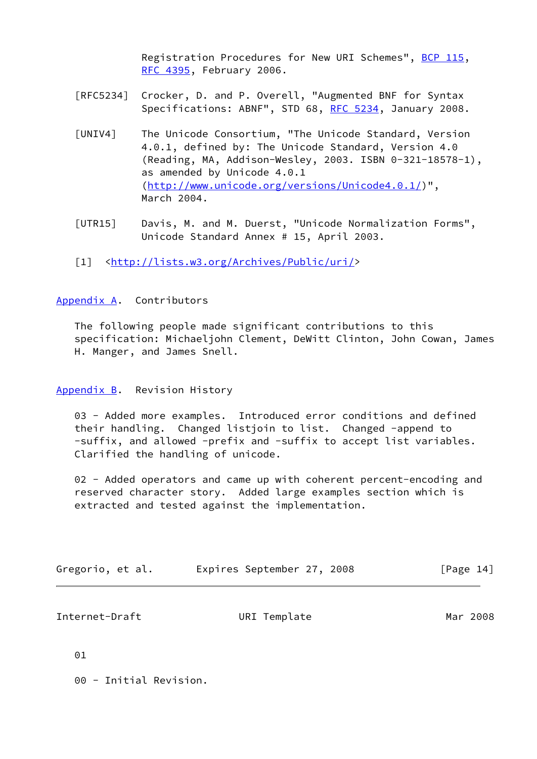Registration Procedures for New URI Schemes", BCP 115, RFC 4395, February 2006.

[RFC5234] Crocker, D. and P. Overell, "Augmented BNF for Syntax Specifications: ABNF", STD 68, RFC 5234, January 2008.

[UNIV4] The Unicode Consortium, "The Unicode Standard, Version 4.0.1, defined by: The Unicode Standard, Version 4.0 (Reading, MA, Addison-Wesley, 2003. ISBN 0-321-18578-1), as amended by Unicode 4.0.1 (http://www.unicode.org/versions/Unicode4.0.1/)", March 2004.

[UTR15] Davis, M. and M. Duerst, "Unicode Normalization Forms", Unicode Standard Annex # 15, April 2003.

[1] <http://lists.w3.org/Archives/Public/uri/>

## Appendix A. Contributors

The following people made significant contributions to this specification: Michaeljohn Clement, DeWitt Clinton, John Cowan, James H. Manger, and James Snell.

## Appendix B. Revision History

03 - Added more examples. Introduced error conditions and defined their handling. Changed listjoin to list. Changed -append to -suffix, and allowed -prefix and -suffix to accept list variables. Clarified the handling of unicode.

02 - Added operators and came up with coherent percent-encoding and reserved character story. Added large examples section which is extracted and tested against the implementation.

01

00 - Initial Revision.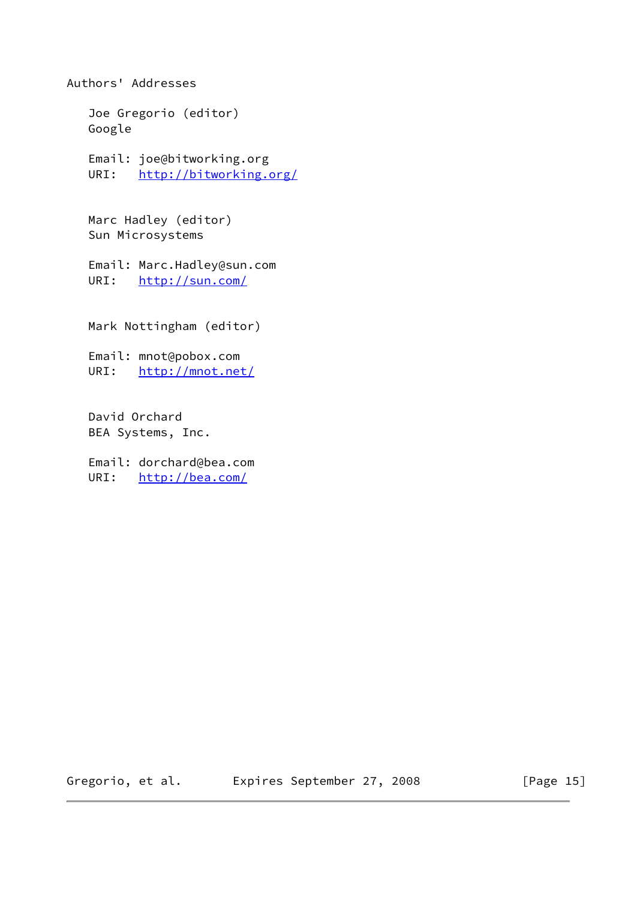## Authors' Addresses

Joe Gregorio (editor)
Google

Email: joe@bitworking.org
URI: http://bitworking.org/

Marc Hadley (editor)
Sun Microsystems

Email: Marc.Hadley@sun.com
URI: http://sun.com/

Mark Nottingham (editor)

Email: mnot@pobox.com
URI: http://mnot.net/

David Orchard
BEA Systems, Inc.

Email: dorchard@bea.com
URI: http://bea.com/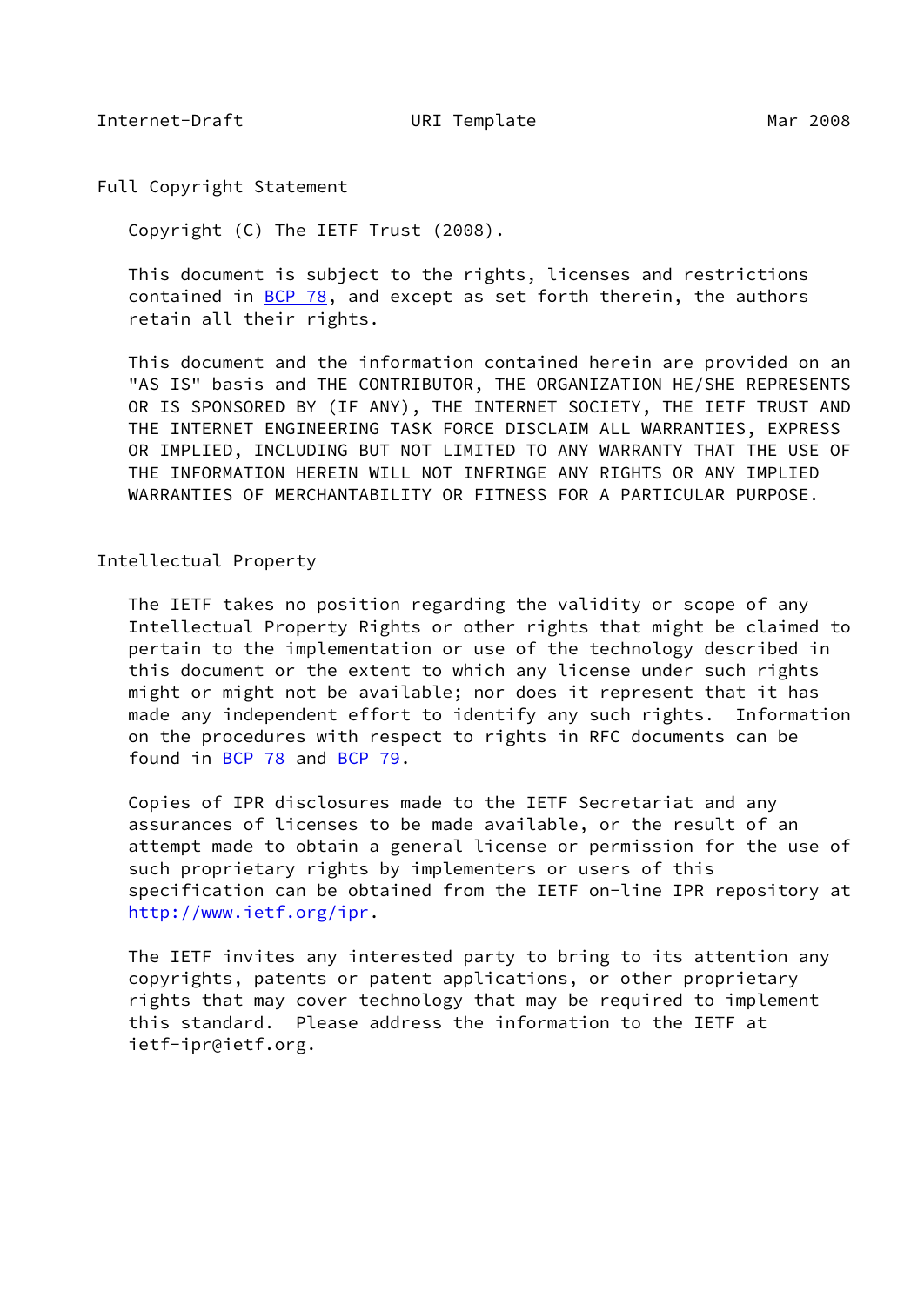## Full Copyright Statement

Copyright (C) The IETF Trust (2008).

This document is subject to the rights, licenses and restrictions contained in BCP 78, and except as set forth therein, the authors retain all their rights.

This document and the information contained herein are provided on an "AS IS" basis and THE CONTRIBUTOR, THE ORGANIZATION HE/SHE REPRESENTS OR IS SPONSORED BY (IF ANY), THE INTERNET SOCIETY, THE IETF TRUST AND THE INTERNET ENGINEERING TASK FORCE DISCLAIM ALL WARRANTIES, EXPRESS OR IMPLIED, INCLUDING BUT NOT LIMITED TO ANY WARRANTY THAT THE USE OF THE INFORMATION HEREIN WILL NOT INFRINGE ANY RIGHTS OR ANY IMPLIED WARRANTIES OF MERCHANTABILITY OR FITNESS FOR A PARTICULAR PURPOSE.

## Intellectual Property

The IETF takes no position regarding the validity or scope of any Intellectual Property Rights or other rights that might be claimed to pertain to the implementation or use of the technology described in this document or the extent to which any license under such rights might or might not be available; nor does it represent that it has made any independent effort to identify any such rights. Information on the procedures with respect to rights in RFC documents can be found in BCP 78 and BCP 79.

Copies of IPR disclosures made to the IETF Secretariat and any assurances of licenses to be made available, or the result of an attempt made to obtain a general license or permission for the use of such proprietary rights by implementers or users of this specification can be obtained from the IETF on-line IPR repository at http://www.ietf.org/ipr.

The IETF invites any interested party to bring to its attention any copyrights, patents or patent applications, or other proprietary rights that may cover technology that may be required to implement this standard. Please address the information to the IETF at ietf-ipr@ietf.org.